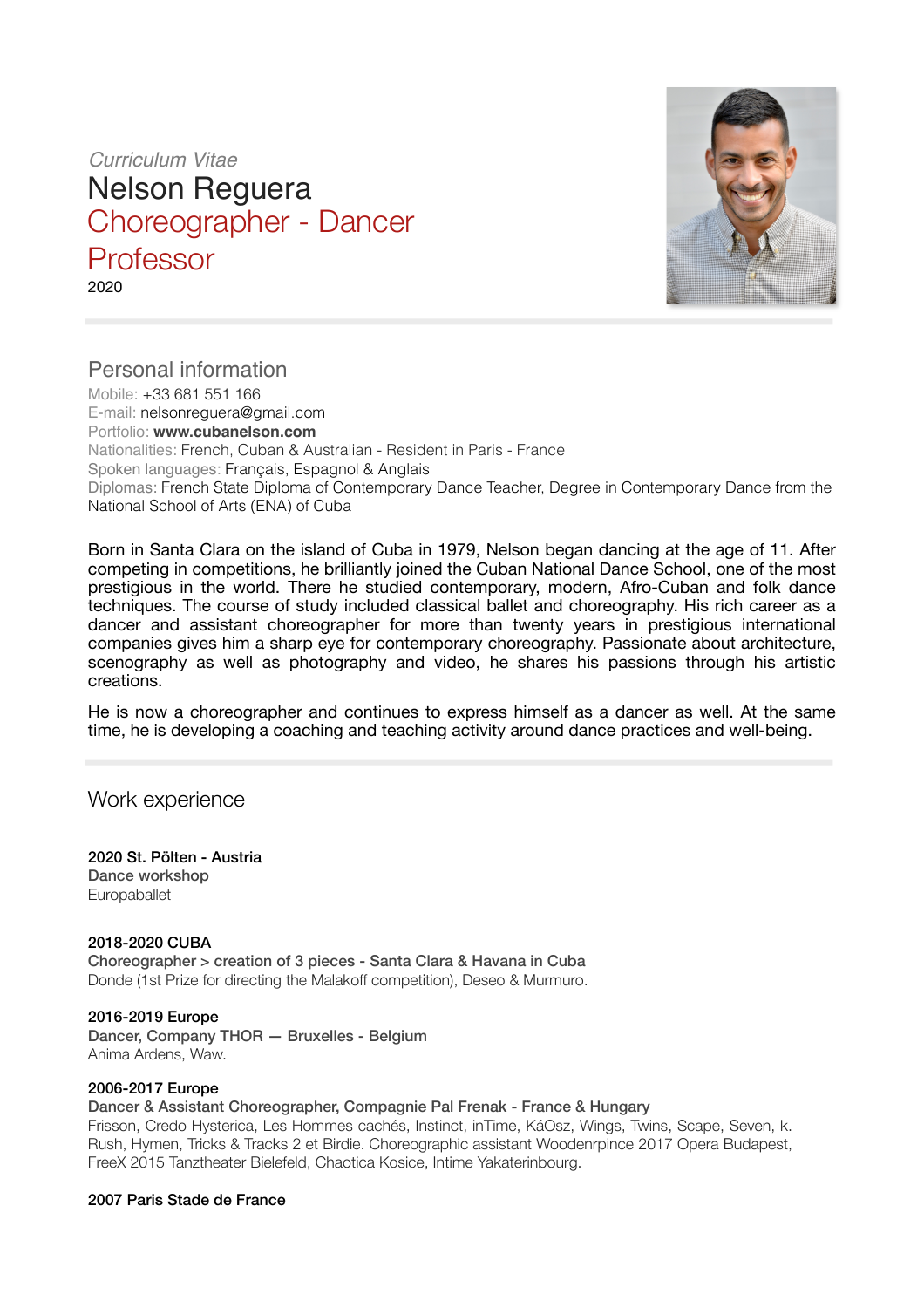*Curriculum Vitae*

# Nelson Reguera

## Choreographer - Dancer Professor

2020

## Personal information

Mobile: +33 681 551 166
E-mail: nelsonreguera@gmail.com
Portfolio: **www.cubanelson.com**
Nationalities: French, Cuban & Australian - Resident in Paris - France
Spoken languages: Français, Espagnol & Anglais
Diplomas: French State Diploma of Contemporary Dance Teacher, Degree in Contemporary Dance from the National School of Arts (ENA) of Cuba

Born in Santa Clara on the island of Cuba in 1979, Nelson began dancing at the age of 11. After competing in competitions, he brilliantly joined the Cuban National Dance School, one of the most prestigious in the world. There he studied contemporary, modern, Afro-Cuban and folk dance techniques. The course of study included classical ballet and choreography. His rich career as a dancer and assistant choreographer for more than twenty years in prestigious international companies gives him a sharp eye for contemporary choreography. Passionate about architecture, scenography as well as photography and video, he shares his passions through his artistic creations.

He is now a choreographer and continues to express himself as a dancer as well. At the same time, he is developing a coaching and teaching activity around dance practices and well-being.

## Work experience

**2020 St. Pölten - Austria**
**Dance workshop**
Europaballet

**2018-2020 CUBA**
**Choreographer > creation of 3 pieces - Santa Clara & Havana in Cuba**
Donde (1st Prize for directing the Malakoff competition), Deseo & Murmuro.

**2016-2019 Europe**
**Dancer, Company THOR — Bruxelles - Belgium**
Anima Ardens, Waw.

**2006-2017 Europe**
**Dancer & Assistant Choreographer, Compagnie Pal Frenak - France & Hungary**
Frisson, Credo Hysterica, Les Hommes cachés, Instinct, inTime, KáOsz, Wings, Twins, Scape, Seven, k. Rush, Hymen, Tricks & Tracks 2 et Birdie. Choreographic assistant Woodenrpince 2017 Opera Budapest, FreeX 2015 Tanztheater Bielefeld, Chaotica Kosice, Intime Yakaterinbourg.

**2007 Paris Stade de France**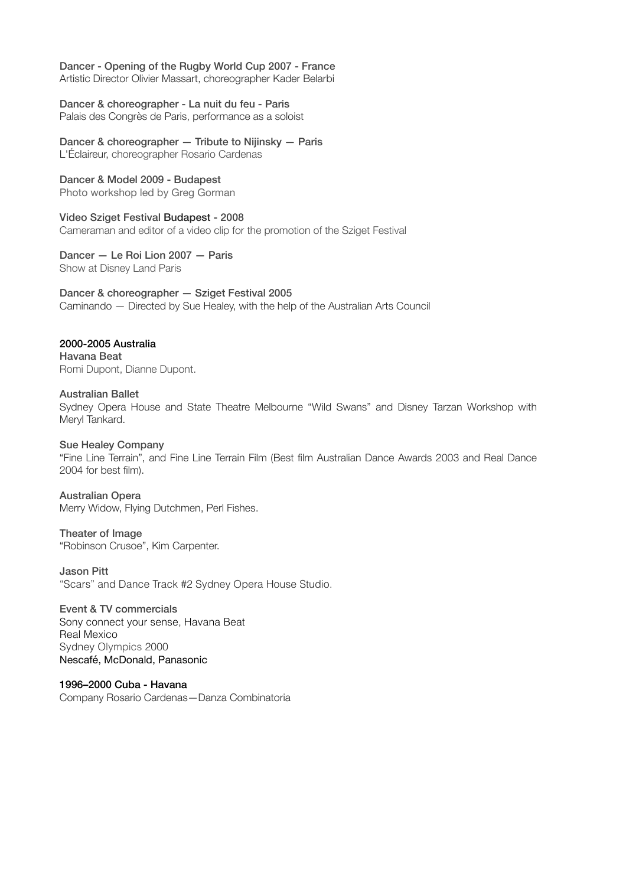**Dancer - Opening of the Rugby World Cup 2007 - France**
Artistic Director Olivier Massart, choreographer Kader Belarbi

**Dancer & choreographer - La nuit du feu - Paris**
Palais des Congrès de Paris, performance as a soloist

**Dancer & choreographer — Tribute to Nijinsky — Paris**
L'Éclaireur, choreographer Rosario Cardenas

**Dancer & Model 2009 - Budapest**
Photo workshop led by Greg Gorman

**Video Sziget Festival Budapest - 2008**
Cameraman and editor of a video clip for the promotion of the Sziget Festival

**Dancer — Le Roi Lion 2007 — Paris**
Show at Disney Land Paris

**Dancer & choreographer — Sziget Festival 2005**
Caminando — Directed by Sue Healey, with the help of the Australian Arts Council

**2000-2005 Australia**
**Havana Beat**
Romi Dupont, Dianne Dupont.

**Australian Ballet**
Sydney Opera House and State Theatre Melbourne "Wild Swans" and Disney Tarzan Workshop with Meryl Tankard.

**Sue Healey Company**
"Fine Line Terrain", and Fine Line Terrain Film (Best film Australian Dance Awards 2003 and Real Dance 2004 for best film).

**Australian Opera**
Merry Widow, Flying Dutchmen, Perl Fishes.

**Theater of Image**
"Robinson Crusoe", Kim Carpenter.

**Jason Pitt**
"Scars" and Dance Track #2 Sydney Opera House Studio.

**Event & TV commercials**
Sony connect your sense, Havana Beat
Real Mexico
Sydney Olympics 2000
Nescafé, McDonald, Panasonic

**1996–2000 Cuba - Havana**
Company Rosario Cardenas—Danza Combinatoria